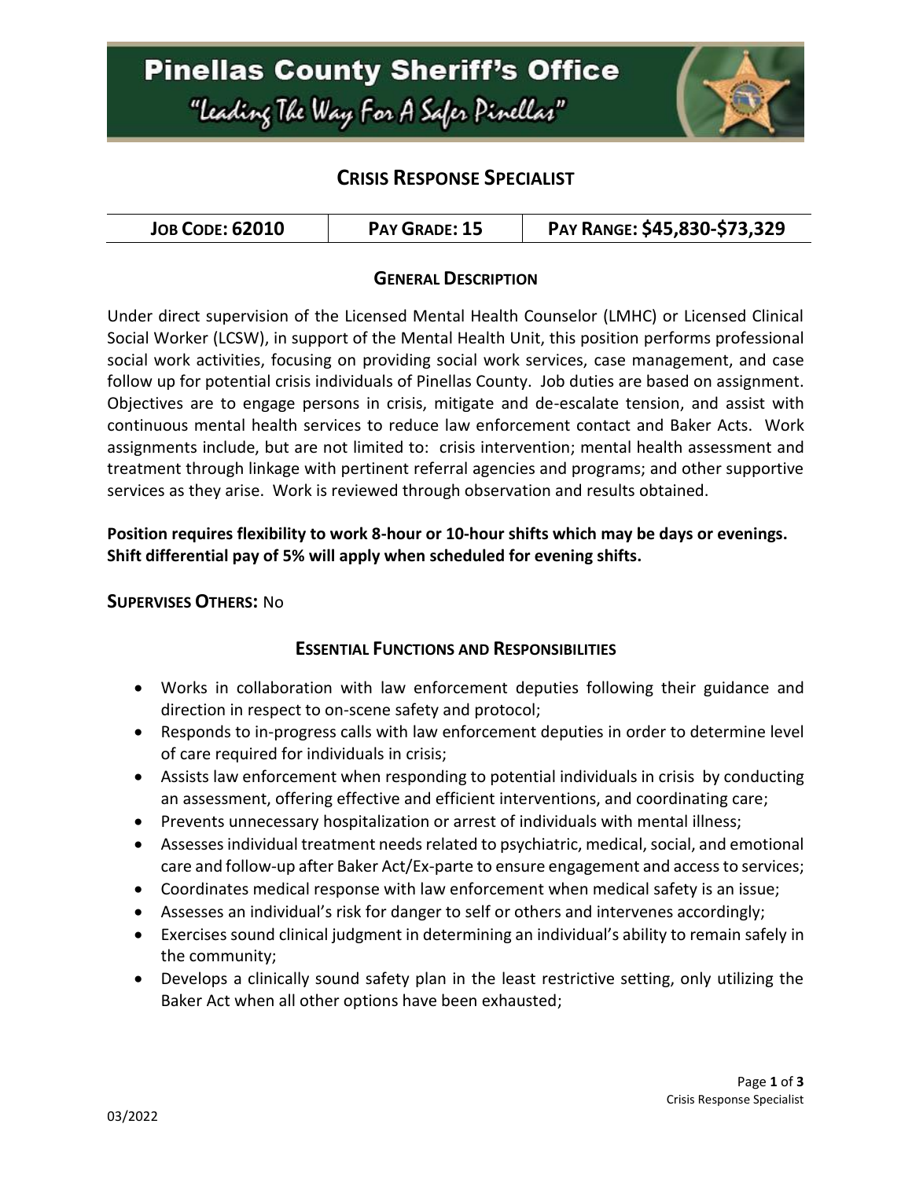# Pinellas County Sheriff's Office

"Leading The Way For A Safer Pinellas"

## CRISIS RESPONSE SPECIALIST

| JOB CODE: 62010 | PAY GRADE: 15 | PAY RANGE: $45,830-$73,329 |
|---|---|---|

### GENERAL DESCRIPTION

Under direct supervision of the Licensed Mental Health Counselor (LMHC) or Licensed Clinical Social Worker (LCSW), in support of the Mental Health Unit, this position performs professional social work activities, focusing on providing social work services, case management, and case follow up for potential crisis individuals of Pinellas County. Job duties are based on assignment. Objectives are to engage persons in crisis, mitigate and de-escalate tension, and assist with continuous mental health services to reduce law enforcement contact and Baker Acts. Work assignments include, but are not limited to: crisis intervention; mental health assessment and treatment through linkage with pertinent referral agencies and programs; and other supportive services as they arise. Work is reviewed through observation and results obtained.

**Position requires flexibility to work 8-hour or 10-hour shifts which may be days or evenings. Shift differential pay of 5% will apply when scheduled for evening shifts.**

**SUPERVISES OTHERS:** No

### ESSENTIAL FUNCTIONS AND RESPONSIBILITIES

- Works in collaboration with law enforcement deputies following their guidance and direction in respect to on-scene safety and protocol;
- Responds to in-progress calls with law enforcement deputies in order to determine level of care required for individuals in crisis;
- Assists law enforcement when responding to potential individuals in crisis by conducting an assessment, offering effective and efficient interventions, and coordinating care;
- Prevents unnecessary hospitalization or arrest of individuals with mental illness;
- Assesses individual treatment needs related to psychiatric, medical, social, and emotional care and follow-up after Baker Act/Ex-parte to ensure engagement and access to services;
- Coordinates medical response with law enforcement when medical safety is an issue;
- Assesses an individual's risk for danger to self or others and intervenes accordingly;
- Exercises sound clinical judgment in determining an individual's ability to remain safely in the community;
- Develops a clinically sound safety plan in the least restrictive setting, only utilizing the Baker Act when all other options have been exhausted;

03/2022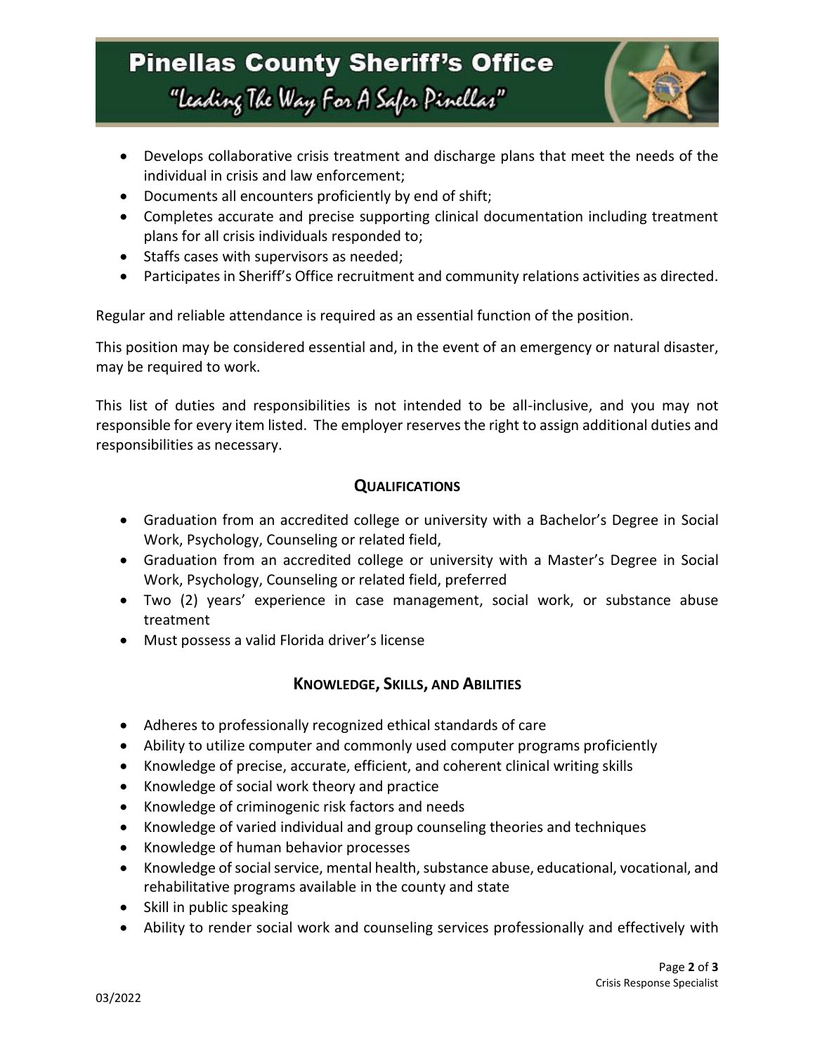- Develops collaborative crisis treatment and discharge plans that meet the needs of the individual in crisis and law enforcement;
- Documents all encounters proficiently by end of shift;
- Completes accurate and precise supporting clinical documentation including treatment plans for all crisis individuals responded to;
- Staffs cases with supervisors as needed;
- Participates in Sheriff's Office recruitment and community relations activities as directed.

Regular and reliable attendance is required as an essential function of the position.

This position may be considered essential and, in the event of an emergency or natural disaster, may be required to work.

This list of duties and responsibilities is not intended to be all-inclusive, and you may not responsible for every item listed. The employer reserves the right to assign additional duties and responsibilities as necessary.

## QUALIFICATIONS

- Graduation from an accredited college or university with a Bachelor's Degree in Social Work, Psychology, Counseling or related field,
- Graduation from an accredited college or university with a Master's Degree in Social Work, Psychology, Counseling or related field, preferred
- Two (2) years' experience in case management, social work, or substance abuse treatment
- Must possess a valid Florida driver's license

## KNOWLEDGE, SKILLS, AND ABILITIES

- Adheres to professionally recognized ethical standards of care
- Ability to utilize computer and commonly used computer programs proficiently
- Knowledge of precise, accurate, efficient, and coherent clinical writing skills
- Knowledge of social work theory and practice
- Knowledge of criminogenic risk factors and needs
- Knowledge of varied individual and group counseling theories and techniques
- Knowledge of human behavior processes
- Knowledge of social service, mental health, substance abuse, educational, vocational, and rehabilitative programs available in the county and state
- Skill in public speaking
- Ability to render social work and counseling services professionally and effectively with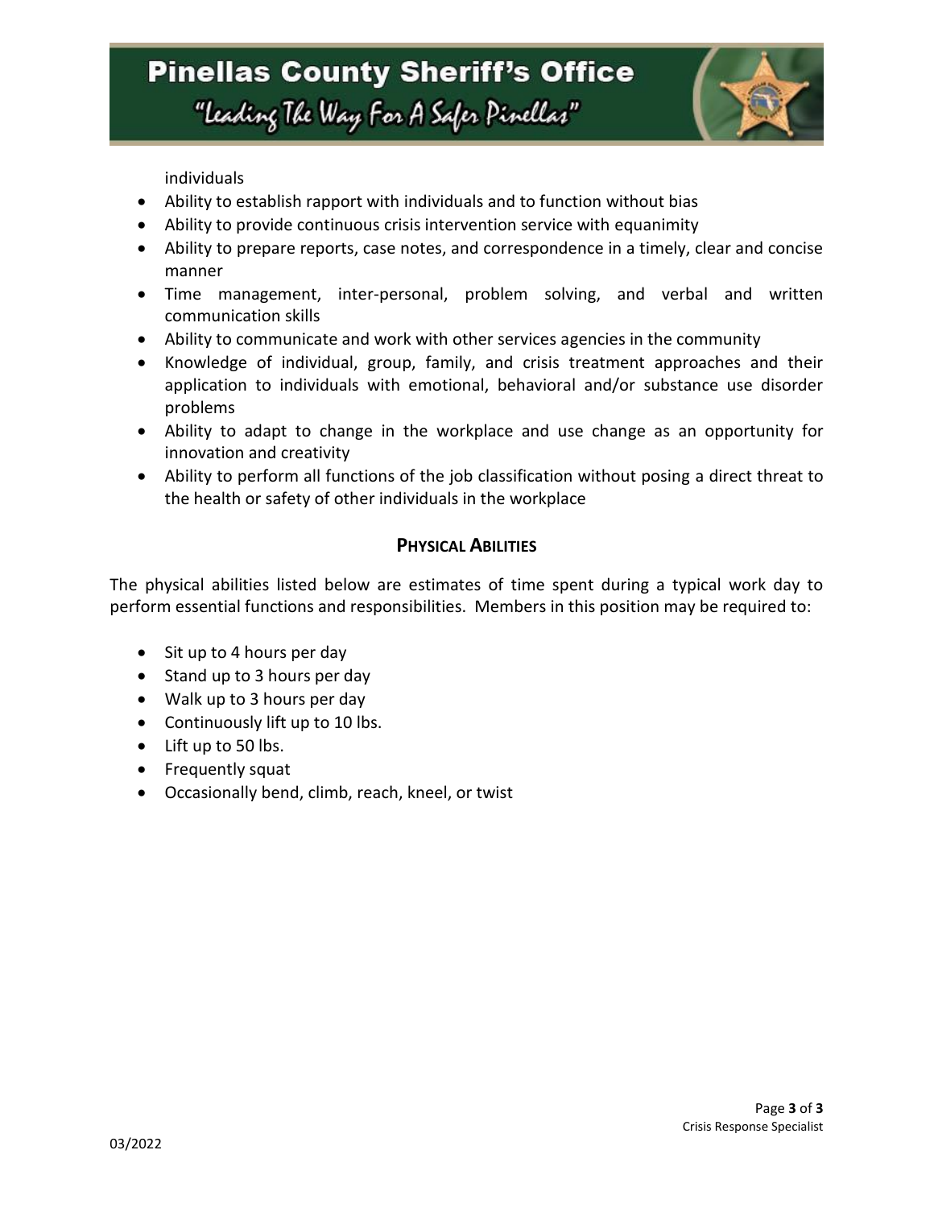individuals

- Ability to establish rapport with individuals and to function without bias
- Ability to provide continuous crisis intervention service with equanimity
- Ability to prepare reports, case notes, and correspondence in a timely, clear and concise manner
- Time management, inter-personal, problem solving, and verbal and written communication skills
- Ability to communicate and work with other services agencies in the community
- Knowledge of individual, group, family, and crisis treatment approaches and their application to individuals with emotional, behavioral and/or substance use disorder problems
- Ability to adapt to change in the workplace and use change as an opportunity for innovation and creativity
- Ability to perform all functions of the job classification without posing a direct threat to the health or safety of other individuals in the workplace

## Physical Abilities

The physical abilities listed below are estimates of time spent during a typical work day to perform essential functions and responsibilities. Members in this position may be required to:

- Sit up to 4 hours per day
- Stand up to 3 hours per day
- Walk up to 3 hours per day
- Continuously lift up to 10 lbs.
- Lift up to 50 lbs.
- Frequently squat
- Occasionally bend, climb, reach, kneel, or twist

03/2022